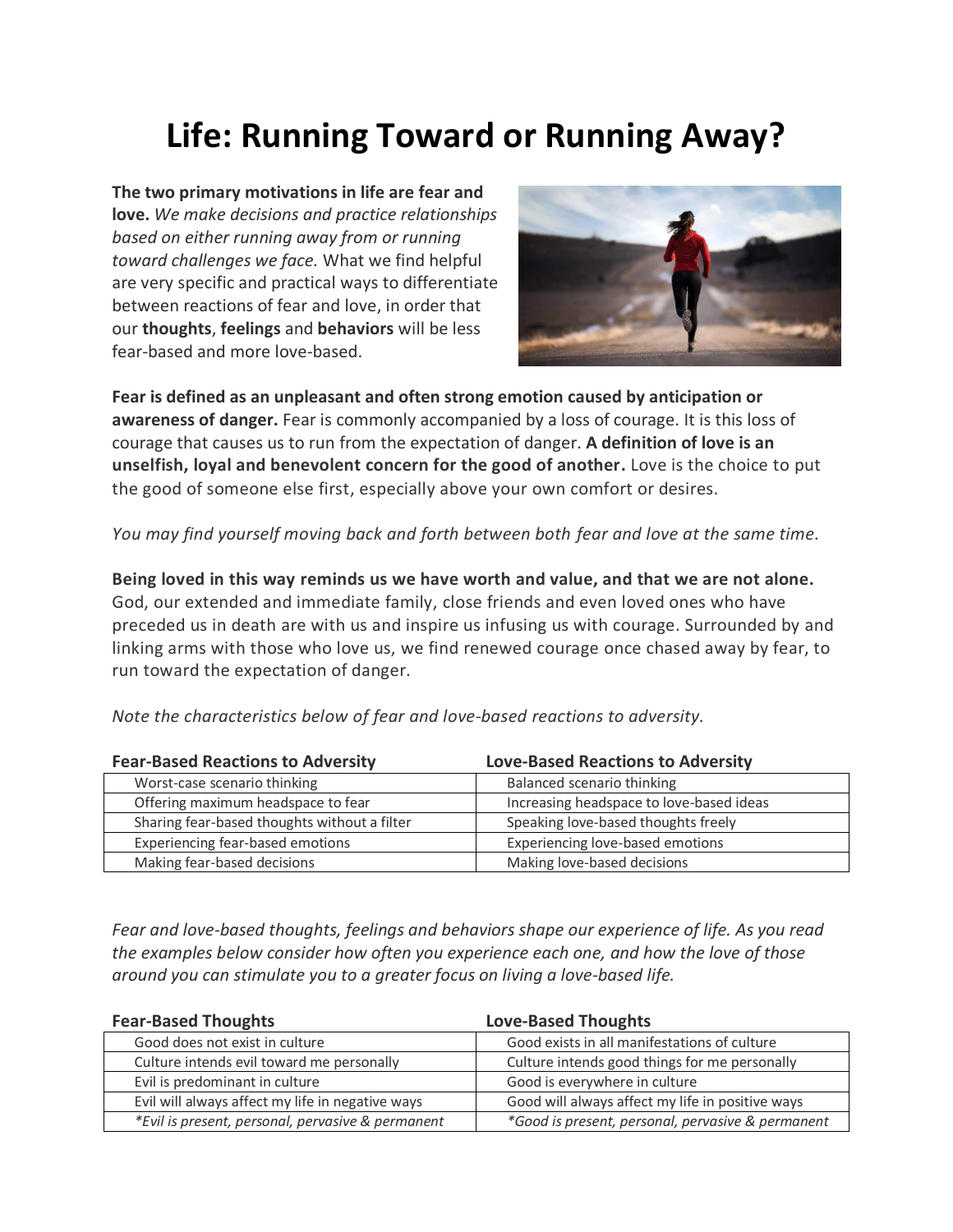# Life: Running Toward or Running Away?

**The two primary motivations in life are fear and love.** *We make decisions and practice relationships based on either running away from or running toward challenges we face.* What we find helpful are very specific and practical ways to differentiate between reactions of fear and love, in order that our **thoughts**, **feelings** and **behaviors** will be less fear-based and more love-based.

**Fear is defined as an unpleasant and often strong emotion caused by anticipation or awareness of danger.** Fear is commonly accompanied by a loss of courage. It is this loss of courage that causes us to run from the expectation of danger. **A definition of love is an unselfish, loyal and benevolent concern for the good of another.** Love is the choice to put the good of someone else first, especially above your own comfort or desires.

*You may find yourself moving back and forth between both fear and love at the same time.*

**Being loved in this way reminds us we have worth and value, and that we are not alone.** God, our extended and immediate family, close friends and even loved ones who have preceded us in death are with us and inspire us infusing us with courage. Surrounded by and linking arms with those who love us, we find renewed courage once chased away by fear, to run toward the expectation of danger.

*Note the characteristics below of fear and love-based reactions to adversity.*

| Fear-Based Reactions to Adversity | Love-Based Reactions to Adversity |
|---|---|
| Worst-case scenario thinking | Balanced scenario thinking |
| Offering maximum headspace to fear | Increasing headspace to love-based ideas |
| Sharing fear-based thoughts without a filter | Speaking love-based thoughts freely |
| Experiencing fear-based emotions | Experiencing love-based emotions |
| Making fear-based decisions | Making love-based decisions |

*Fear and love-based thoughts, feelings and behaviors shape our experience of life. As you read the examples below consider how often you experience each one, and how the love of those around you can stimulate you to a greater focus on living a love-based life.*

| Fear-Based Thoughts | Love-Based Thoughts |
|---|---|
| Good does not exist in culture | Good exists in all manifestations of culture |
| Culture intends evil toward me personally | Culture intends good things for me personally |
| Evil is predominant in culture | Good is everywhere in culture |
| Evil will always affect my life in negative ways | Good will always affect my life in positive ways |
| *\*Evil is present, personal, pervasive & permanent* | *\*Good is present, personal, pervasive & permanent* |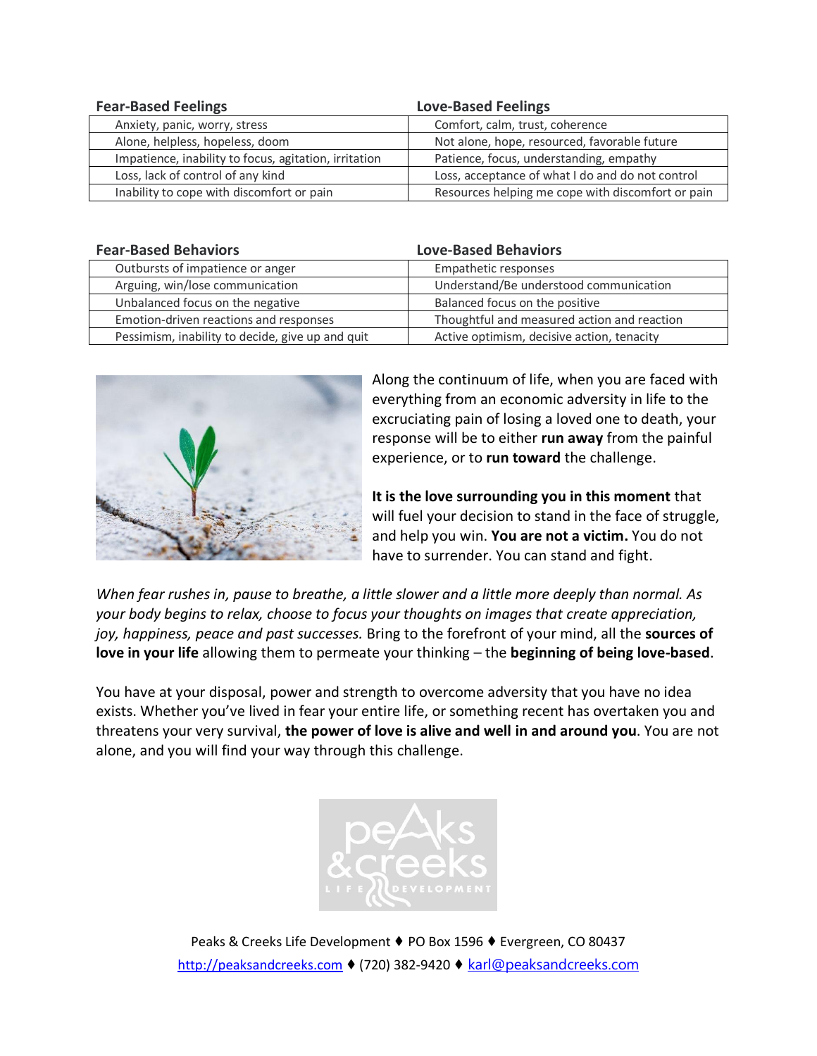| Fear-Based Feelings | Love-Based Feelings |
|---|---|
| Anxiety, panic, worry, stress | Comfort, calm, trust, coherence |
| Alone, helpless, hopeless, doom | Not alone, hope, resourced, favorable future |
| Impatience, inability to focus, agitation, irritation | Patience, focus, understanding, empathy |
| Loss, lack of control of any kind | Loss, acceptance of what I do and do not control |
| Inability to cope with discomfort or pain | Resources helping me cope with discomfort or pain |

| Fear-Based Behaviors | Love-Based Behaviors |
|---|---|
| Outbursts of impatience or anger | Empathetic responses |
| Arguing, win/lose communication | Understand/Be understood communication |
| Unbalanced focus on the negative | Balanced focus on the positive |
| Emotion-driven reactions and responses | Thoughtful and measured action and reaction |
| Pessimism, inability to decide, give up and quit | Active optimism, decisive action, tenacity |

Along the continuum of life, when you are faced with everything from an economic adversity in life to the excruciating pain of losing a loved one to death, your response will be to either **run away** from the painful experience, or to **run toward** the challenge.

**It is the love surrounding you in this moment** that will fuel your decision to stand in the face of struggle, and help you win. **You are not a victim.** You do not have to surrender. You can stand and fight.

*When fear rushes in, pause to breathe, a little slower and a little more deeply than normal. As your body begins to relax, choose to focus your thoughts on images that create appreciation, joy, happiness, peace and past successes.* Bring to the forefront of your mind, all the **sources of love in your life** allowing them to permeate your thinking – the **beginning of being love-based**.

You have at your disposal, power and strength to overcome adversity that you have no idea exists. Whether you've lived in fear your entire life, or something recent has overtaken you and threatens your very survival, **the power of love is alive and well in and around you**. You are not alone, and you will find your way through this challenge.

peaks & creeks LIFE DEVELOPMENT

Peaks & Creeks Life Development ♦ PO Box 1596 ♦ Evergreen, CO 80437
http://peaksandcreeks.com ♦ (720) 382-9420 ♦ karl@peaksandcreeks.com